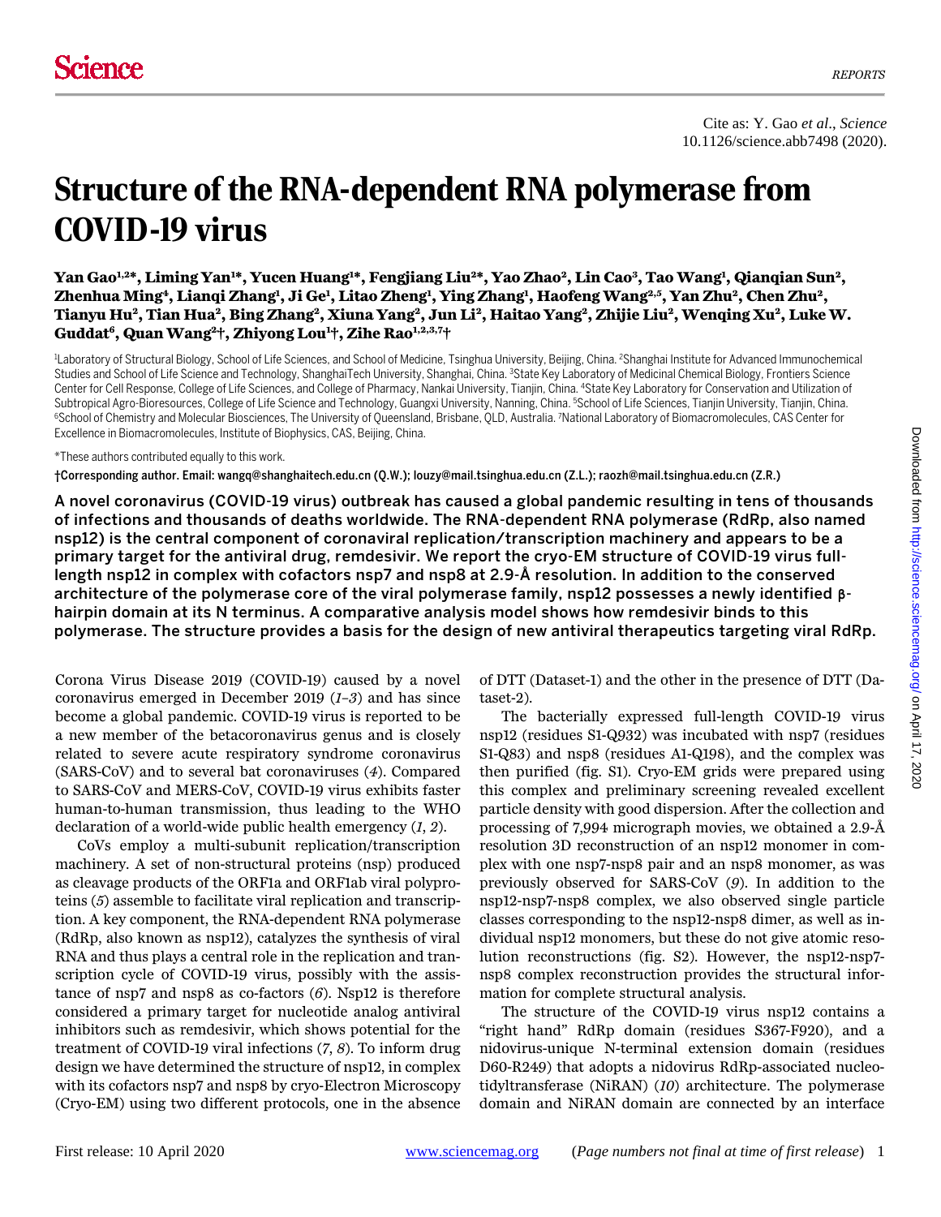# Structure of the RNA-dependent RNA polymerase from COVID-19 virus

**Yan Gao[1,2]\*, Liming Yan[1]\*, Yucen Huang[1]\*, Fengjiang Liu[2]\*, Yao Zhao[2], Lin Cao[3], Tao Wang[1], Qianqian Sun[2], Zhenhua Ming[4], Lianqi Zhang[1], Ji Ge[1], Litao Zheng[1], Ying Zhang[1], Haofeng Wang[2,5], Yan Zhu[2], Chen Zhu[2], Tianyu Hu[2], Tian Hua[2], Bing Zhang[2], Xiuna Yang[2], Jun Li[2], Haitao Yang[2], Zhijie Liu[2], Wenqing Xu[2], Luke W. Guddat[6], Quan Wang[2]†, Zhiyong Lou[1]†, Zihe Rao[1,2,3,7]†**

[1]Laboratory of Structural Biology, School of Life Sciences, and School of Medicine, Tsinghua University, Beijing, China. [2]Shanghai Institute for Advanced Immunochemical Studies and School of Life Science and Technology, ShanghaiTech University, Shanghai, China. [3]State Key Laboratory of Medicinal Chemical Biology, Frontiers Science Center for Cell Response, College of Life Sciences, and College of Pharmacy, Nankai University, Tianjin, China. [4]State Key Laboratory for Conservation and Utilization of Subtropical Agro-Bioresources, College of Life Science and Technology, Guangxi University, Nanning, China. [5]School of Life Sciences, Tianjin University, Tianjin, China. [6]School of Chemistry and Molecular Biosciences, The University of Queensland, Brisbane, QLD, Australia. [7]National Laboratory of Biomacromolecules, CAS Center for Excellence in Biomacromolecules, Institute of Biophysics, CAS, Beijing, China.

\*These authors contributed equally to this work.

†Corresponding author. Email: wangq@shanghaitech.edu.cn (Q.W.); louzy@mail.tsinghua.edu.cn (Z.L.); raozh@mail.tsinghua.edu.cn (Z.R.)

**A novel coronavirus (COVID-19 virus) outbreak has caused a global pandemic resulting in tens of thousands of infections and thousands of deaths worldwide. The RNA-dependent RNA polymerase (RdRp, also named nsp12) is the central component of coronaviral replication/transcription machinery and appears to be a primary target for the antiviral drug, remdesivir. We report the cryo-EM structure of COVID-19 virus full-length nsp12 in complex with cofactors nsp7 and nsp8 at 2.9-Å resolution. In addition to the conserved architecture of the polymerase core of the viral polymerase family, nsp12 possesses a newly identified β-hairpin domain at its N terminus. A comparative analysis model shows how remdesivir binds to this polymerase. The structure provides a basis for the design of new antiviral therapeutics targeting viral RdRp.**

Corona Virus Disease 2019 (COVID-19) caused by a novel coronavirus emerged in December 2019 (*1*–*3*) and has since become a global pandemic. COVID-19 virus is reported to be a new member of the betacoronavirus genus and is closely related to severe acute respiratory syndrome coronavirus (SARS-CoV) and to several bat coronaviruses (*4*). Compared to SARS-CoV and MERS-CoV, COVID-19 virus exhibits faster human-to-human transmission, thus leading to the WHO declaration of a world-wide public health emergency (*1*, *2*).

CoVs employ a multi-subunit replication/transcription machinery. A set of non-structural proteins (nsp) produced as cleavage products of the ORF1a and ORF1ab viral polyproteins (*5*) assemble to facilitate viral replication and transcription. A key component, the RNA-dependent RNA polymerase (RdRp, also known as nsp12), catalyzes the synthesis of viral RNA and thus plays a central role in the replication and transcription cycle of COVID-19 virus, possibly with the assistance of nsp7 and nsp8 as co-factors (*6*). Nsp12 is therefore considered a primary target for nucleotide analog antiviral inhibitors such as remdesivir, which shows potential for the treatment of COVID-19 viral infections (*7*, *8*). To inform drug design we have determined the structure of nsp12, in complex with its cofactors nsp7 and nsp8 by cryo-Electron Microscopy (Cryo-EM) using two different protocols, one in the absence of DTT (Dataset-1) and the other in the presence of DTT (Dataset-2).

The bacterially expressed full-length COVID-19 virus nsp12 (residues S1-Q932) was incubated with nsp7 (residues S1-Q83) and nsp8 (residues A1-Q198), and the complex was then purified (fig. S1). Cryo-EM grids were prepared using this complex and preliminary screening revealed excellent particle density with good dispersion. After the collection and processing of 7,994 micrograph movies, we obtained a 2.9-Å resolution 3D reconstruction of an nsp12 monomer in complex with one nsp7-nsp8 pair and an nsp8 monomer, as was previously observed for SARS-CoV (*9*). In addition to the nsp12-nsp7-nsp8 complex, we also observed single particle classes corresponding to the nsp12-nsp8 dimer, as well as individual nsp12 monomers, but these do not give atomic resolution reconstructions (fig. S2). However, the nsp12-nsp7-nsp8 complex reconstruction provides the structural information for complete structural analysis.

The structure of the COVID-19 virus nsp12 contains a "right hand" RdRp domain (residues S367-F920), and a nidovirus-unique N-terminal extension domain (residues D60-R249) that adopts a nidovirus RdRp-associated nucleotidyltransferase (NiRAN) (*10*) architecture. The polymerase domain and NiRAN domain are connected by an interface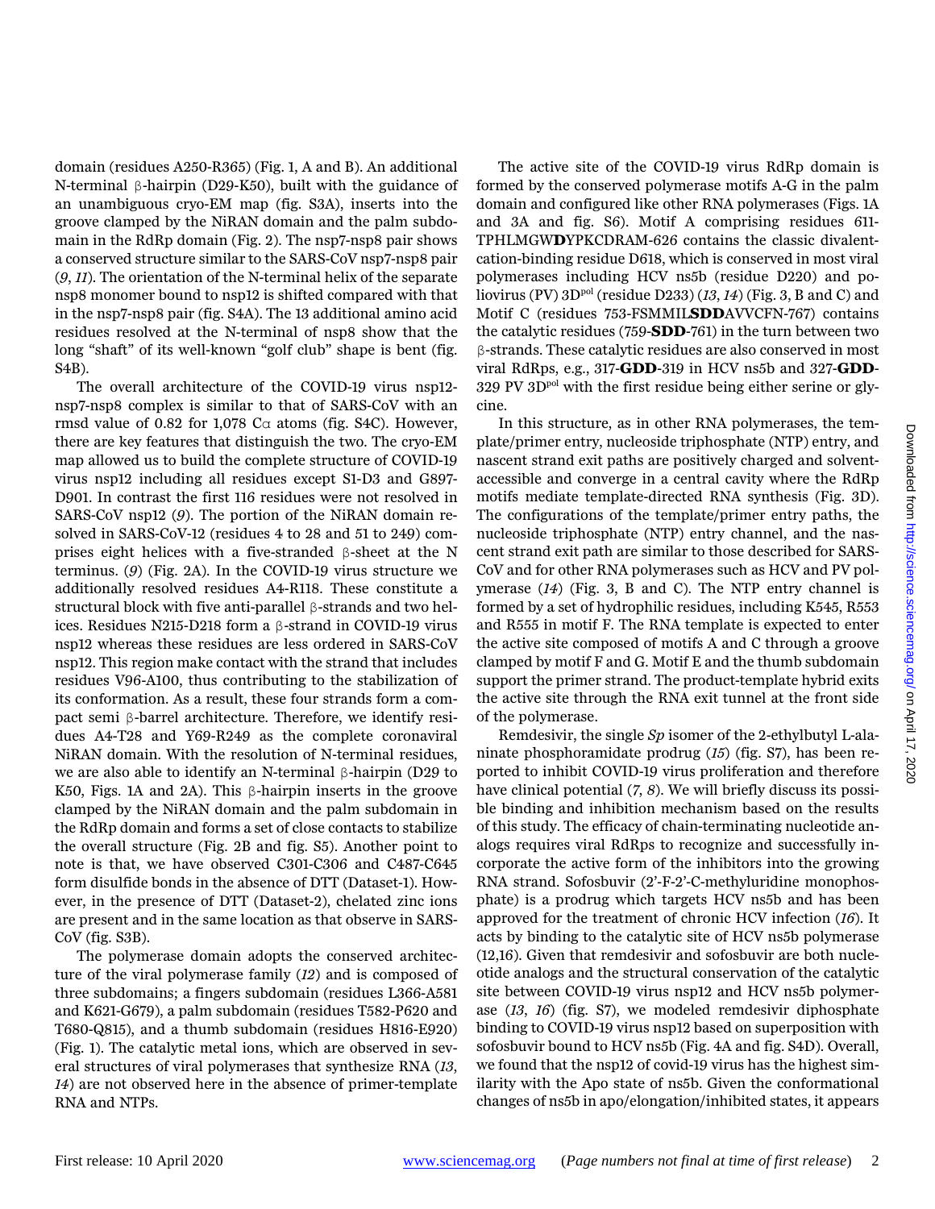domain (residues A250-R365) (Fig. 1, A and B). An additional N-terminal β-hairpin (D29-K50), built with the guidance of an unambiguous cryo-EM map (fig. S3A), inserts into the groove clamped by the NiRAN domain and the palm subdomain in the RdRp domain (Fig. 2). The nsp7-nsp8 pair shows a conserved structure similar to the SARS-CoV nsp7-nsp8 pair (*9*, *11*). The orientation of the N-terminal helix of the separate nsp8 monomer bound to nsp12 is shifted compared with that in the nsp7-nsp8 pair (fig. S4A). The 13 additional amino acid residues resolved at the N-terminal of nsp8 show that the long "shaft" of its well-known "golf club" shape is bent (fig. S4B).

The overall architecture of the COVID-19 virus nsp12-nsp7-nsp8 complex is similar to that of SARS-CoV with an rmsd value of 0.82 for 1,078 Cα atoms (fig. S4C). However, there are key features that distinguish the two. The cryo-EM map allowed us to build the complete structure of COVID-19 virus nsp12 including all residues except S1-D3 and G897-D901. In contrast the first 116 residues were not resolved in SARS-CoV nsp12 (*9*). The portion of the NiRAN domain resolved in SARS-CoV-12 (residues 4 to 28 and 51 to 249) comprises eight helices with a five-stranded β-sheet at the N terminus. (*9*) (Fig. 2A). In the COVID-19 virus structure we additionally resolved residues A4-R118. These constitute a structural block with five anti-parallel β-strands and two helices. Residues N215-D218 form a β-strand in COVID-19 virus nsp12 whereas these residues are less ordered in SARS-CoV nsp12. This region make contact with the strand that includes residues V96-A100, thus contributing to the stabilization of its conformation. As a result, these four strands form a compact semi β-barrel architecture. Therefore, we identify residues A4-T28 and Y69-R249 as the complete coronaviral NiRAN domain. With the resolution of N-terminal residues, we are also able to identify an N-terminal β-hairpin (D29 to K50, Figs. 1A and 2A). This β-hairpin inserts in the groove clamped by the NiRAN domain and the palm subdomain in the RdRp domain and forms a set of close contacts to stabilize the overall structure (Fig. 2B and fig. S5). Another point to note is that, we have observed C301-C306 and C487-C645 form disulfide bonds in the absence of DTT (Dataset-1). However, in the presence of DTT (Dataset-2), chelated zinc ions are present and in the same location as that observe in SARS-CoV (fig. S3B).

The polymerase domain adopts the conserved architecture of the viral polymerase family (*12*) and is composed of three subdomains; a fingers subdomain (residues L366-A581 and K621-G679), a palm subdomain (residues T582-P620 and T680-Q815), and a thumb subdomain (residues H816-E920) (Fig. 1). The catalytic metal ions, which are observed in several structures of viral polymerases that synthesize RNA (*13*, *14*) are not observed here in the absence of primer-template RNA and NTPs.

The active site of the COVID-19 virus RdRp domain is formed by the conserved polymerase motifs A-G in the palm domain and configured like other RNA polymerases (Figs. 1A and 3A and fig. S6). Motif A comprising residues 611-TPHLMGW**D**YPKCDRAM-626 contains the classic divalent-cation-binding residue D618, which is conserved in most viral polymerases including HCV ns5b (residue D220) and poliovirus (PV) 3D$^{pol}$ (residue D233) (*13*, *14*) (Fig. 3, B and C) and Motif C (residues 753-FSMMIL**SDD**AVVCFN-767) contains the catalytic residues (759-**SDD**-761) in the turn between two β-strands. These catalytic residues are also conserved in most viral RdRps, e.g., 317-**GDD**-319 in HCV ns5b and 327-**GDD**-329 PV 3D$^{pol}$ with the first residue being either serine or glycine.

In this structure, as in other RNA polymerases, the template/primer entry, nucleoside triphosphate (NTP) entry, and nascent strand exit paths are positively charged and solvent-accessible and converge in a central cavity where the RdRp motifs mediate template-directed RNA synthesis (Fig. 3D). The configurations of the template/primer entry paths, the nucleoside triphosphate (NTP) entry channel, and the nascent strand exit path are similar to those described for SARS-CoV and for other RNA polymerases such as HCV and PV polymerase (*14*) (Fig. 3, B and C). The NTP entry channel is formed by a set of hydrophilic residues, including K545, R553 and R555 in motif F. The RNA template is expected to enter the active site composed of motifs A and C through a groove clamped by motif F and G. Motif E and the thumb subdomain support the primer strand. The product-template hybrid exits the active site through the RNA exit tunnel at the front side of the polymerase.

Remdesivir, the single *Sp* isomer of the 2-ethylbutyl L-alaninate phosphoramidate prodrug (*15*) (fig. S7), has been reported to inhibit COVID-19 virus proliferation and therefore have clinical potential (*7*, *8*). We will briefly discuss its possible binding and inhibition mechanism based on the results of this study. The efficacy of chain-terminating nucleotide analogs requires viral RdRps to recognize and successfully incorporate the active form of the inhibitors into the growing RNA strand. Sofosbuvir (2'-F-2'-C-methyluridine monophosphate) is a prodrug which targets HCV ns5b and has been approved for the treatment of chronic HCV infection (*16*). It acts by binding to the catalytic site of HCV ns5b polymerase (12,16). Given that remdesivir and sofosbuvir are both nucleotide analogs and the structural conservation of the catalytic site between COVID-19 virus nsp12 and HCV ns5b polymerase (*13*, *16*) (fig. S7), we modeled remdesivir diphosphate binding to COVID-19 virus nsp12 based on superposition with sofosbuvir bound to HCV ns5b (Fig. 4A and fig. S4D). Overall, we found that the nsp12 of covid-19 virus has the highest similarity with the Apo state of ns5b. Given the conformational changes of ns5b in apo/elongation/inhibited states, it appears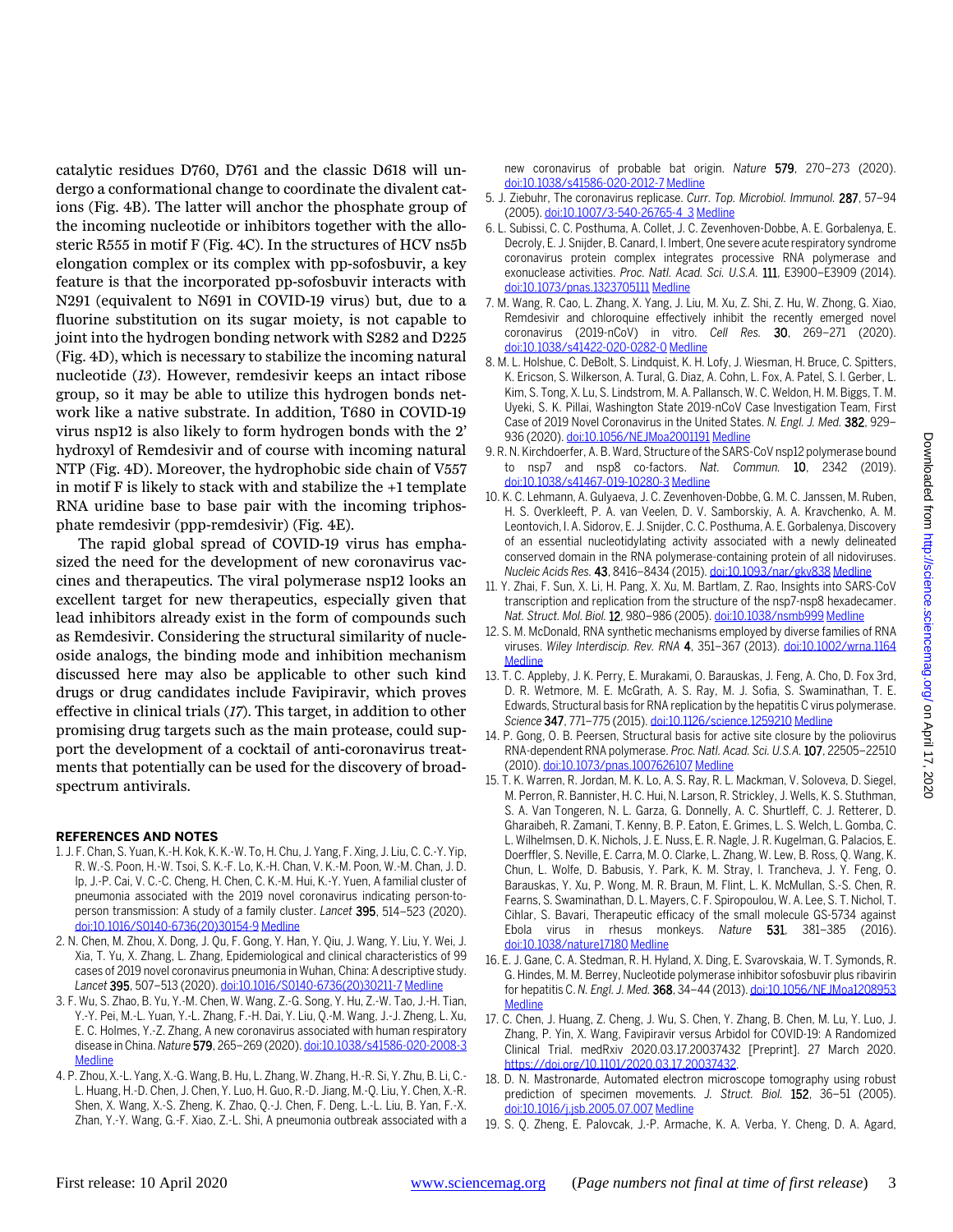catalytic residues D760, D761 and the classic D618 will undergo a conformational change to coordinate the divalent cations (Fig. 4B). The latter will anchor the phosphate group of the incoming nucleotide or inhibitors together with the allosteric R555 in motif F (Fig. 4C). In the structures of HCV ns5b elongation complex or its complex with pp-sofosbuvir, a key feature is that the incorporated pp-sofosbuvir interacts with N291 (equivalent to N691 in COVID-19 virus) but, due to a fluorine substitution on its sugar moiety, is not capable to joint into the hydrogen bonding network with S282 and D225 (Fig. 4D), which is necessary to stabilize the incoming natural nucleotide (*13*). However, remdesivir keeps an intact ribose group, so it may be able to utilize this hydrogen bonds network like a native substrate. In addition, T680 in COVID-19 virus nsp12 is also likely to form hydrogen bonds with the 2' hydroxyl of Remdesivir and of course with incoming natural NTP (Fig. 4D). Moreover, the hydrophobic side chain of V557 in motif F is likely to stack with and stabilize the +1 template RNA uridine base to base pair with the incoming triphosphate remdesivir (ppp-remdesivir) (Fig. 4E).

The rapid global spread of COVID-19 virus has emphasized the need for the development of new coronavirus vaccines and therapeutics. The viral polymerase nsp12 looks an excellent target for new therapeutics, especially given that lead inhibitors already exist in the form of compounds such as Remdesivir. Considering the structural similarity of nucleoside analogs, the binding mode and inhibition mechanism discussed here may also be applicable to other such kind drugs or drug candidates include Favipiravir, which proves effective in clinical trials (*17*). This target, in addition to other promising drug targets such as the main protease, could support the development of a cocktail of anti-coronavirus treatments that potentially can be used for the discovery of broad-spectrum antivirals.

## REFERENCES AND NOTES

1. J. F. Chan, S. Yuan, K.-H. Kok, K. K.-W. To, H. Chu, J. Yang, F. Xing, J. Liu, C. C.-Y. Yip, R. W.-S. Poon, H.-W. Tsoi, S. K.-F. Lo, K.-H. Chan, V. K.-M. Poon, W.-M. Chan, J. D. Ip, J.-P. Cai, V. C.-C. Cheng, H. Chen, C. K.-M. Hui, K.-Y. Yuen, A familial cluster of pneumonia associated with the 2019 novel coronavirus indicating person-to-person transmission: A study of a family cluster. *Lancet* **395**, 514–523 (2020). doi:10.1016/S0140-6736(20)30154-9 Medline
2. N. Chen, M. Zhou, X. Dong, J. Qu, F. Gong, Y. Han, Y. Qiu, J. Wang, Y. Liu, Y. Wei, J. Xia, T. Yu, X. Zhang, L. Zhang, Epidemiological and clinical characteristics of 99 cases of 2019 novel coronavirus pneumonia in Wuhan, China: A descriptive study. *Lancet* **395**, 507–513 (2020). doi:10.1016/S0140-6736(20)30211-7 Medline
3. F. Wu, S. Zhao, B. Yu, Y.-M. Chen, W. Wang, Z.-G. Song, Y. Hu, Z.-W. Tao, J.-H. Tian, Y.-Y. Pei, M.-L. Yuan, Y.-L. Zhang, F.-H. Dai, Y. Liu, Q.-M. Wang, J.-J. Zheng, L. Xu, E. C. Holmes, Y.-Z. Zhang, A new coronavirus associated with human respiratory disease in China. *Nature* **579**, 265–269 (2020). doi:10.1038/s41586-020-2008-3 Medline
4. P. Zhou, X.-L. Yang, X.-G. Wang, B. Hu, L. Zhang, W. Zhang, H.-R. Si, Y. Zhu, B. Li, C.-L. Huang, H.-D. Chen, J. Chen, Y. Luo, H. Guo, R.-D. Jiang, M.-Q. Liu, Y. Chen, X.-R. Shen, X. Wang, X.-S. Zheng, K. Zhao, Q.-J. Chen, F. Deng, L.-L. Liu, B. Yan, F.-X. Zhan, Y.-Y. Wang, G.-F. Xiao, Z.-L. Shi, A pneumonia outbreak associated with a new coronavirus of probable bat origin. *Nature* **579**, 270–273 (2020). doi:10.1038/s41586-020-2012-7 Medline
5. J. Ziebuhr, The coronavirus replicase. *Curr. Top. Microbiol. Immunol.* **287**, 57–94 (2005). doi:10.1007/3-540-26765-4_3 Medline
6. L. Subissi, C. C. Posthuma, A. Collet, J. C. Zevenhoven-Dobbe, A. E. Gorbalenya, E. Decroly, E. J. Snijder, B. Canard, I. Imbert, One severe acute respiratory syndrome coronavirus protein complex integrates processive RNA polymerase and exonuclease activities. *Proc. Natl. Acad. Sci. U.S.A.* **111**, E3900–E3909 (2014). doi:10.1073/pnas.1323705111 Medline
7. M. Wang, R. Cao, L. Zhang, X. Yang, J. Liu, M. Xu, Z. Shi, Z. Hu, W. Zhong, G. Xiao, Remdesivir and chloroquine effectively inhibit the recently emerged novel coronavirus (2019-nCoV) in vitro. *Cell Res.* **30**, 269–271 (2020). doi:10.1038/s41422-020-0282-0 Medline
8. M. L. Holshue, C. DeBolt, S. Lindquist, K. H. Lofy, J. Wiesman, H. Bruce, C. Spitters, K. Ericson, S. Wilkerson, A. Tural, G. Diaz, A. Cohn, L. Fox, A. Patel, S. I. Gerber, L. Kim, S. Tong, X. Lu, S. Lindstrom, M. A. Pallansch, W. C. Weldon, H. M. Biggs, T. M. Uyeki, S. K. Pillai, Washington State 2019-nCoV Case Investigation Team, First Case of 2019 Novel Coronavirus in the United States. *N. Engl. J. Med.* **382**, 929–936 (2020). doi:10.1056/NEJMoa2001191 Medline
9. R. N. Kirchdoerfer, A. B. Ward, Structure of the SARS-CoV nsp12 polymerase bound to nsp7 and nsp8 co-factors. *Nat. Commun.* **10**, 2342 (2019). doi:10.1038/s41467-019-10280-3 Medline
10. K. C. Lehmann, A. Gulyaeva, J. C. Zevenhoven-Dobbe, G. M. C. Janssen, M. Ruben, H. S. Overkleeft, P. A. van Veelen, D. V. Samborskiy, A. A. Kravchenko, A. M. Leontovich, I. A. Sidorov, E. J. Snijder, C. C. Posthuma, A. E. Gorbalenya, Discovery of an essential nucleotidylating activity associated with a newly delineated conserved domain in the RNA polymerase-containing protein of all nidoviruses. *Nucleic Acids Res.* **43**, 8416–8434 (2015). doi:10.1093/nar/gkv838 Medline
11. Y. Zhai, F. Sun, X. Li, H. Pang, X. Xu, M. Bartlam, Z. Rao, Insights into SARS-CoV transcription and replication from the structure of the nsp7-nsp8 hexadecamer. *Nat. Struct. Mol. Biol.* **12**, 980–986 (2005). doi:10.1038/nsmb999 Medline
12. S. M. McDonald, RNA synthetic mechanisms employed by diverse families of RNA viruses. *Wiley Interdiscip. Rev. RNA* **4**, 351–367 (2013). doi:10.1002/wrna.1164 Medline
13. T. C. Appleby, J. K. Perry, E. Murakami, O. Barauskas, J. Feng, A. Cho, D. Fox 3rd, D. R. Wetmore, M. E. McGrath, A. S. Ray, M. J. Sofia, S. Swaminathan, T. E. Edwards, Structural basis for RNA replication by the hepatitis C virus polymerase. *Science* **347**, 771–775 (2015). doi:10.1126/science.1259210 Medline
14. P. Gong, O. B. Peersen, Structural basis for active site closure by the poliovirus RNA-dependent RNA polymerase. *Proc. Natl. Acad. Sci. U.S.A.* **107**, 22505–22510 (2010). doi:10.1073/pnas.1007626107 Medline
15. T. K. Warren, R. Jordan, M. K. Lo, A. S. Ray, R. L. Mackman, V. Soloveva, D. Siegel, M. Perron, R. Bannister, H. C. Hui, N. Larson, R. Strickley, J. Wells, K. S. Stuthman, S. A. Van Tongeren, N. L. Garza, G. Donnelly, A. C. Shurtleff, C. J. Retterer, D. Gharaibeh, R. Zamani, T. Kenny, B. P. Eaton, E. Grimes, L. S. Welch, L. Gomba, C. L. Wilhelmsen, D. K. Nichols, J. E. Nuss, E. R. Nagle, J. R. Kugelman, G. Palacios, E. Doerffler, S. Neville, E. Carra, M. O. Clarke, L. Zhang, W. Lew, B. Ross, Q. Wang, K. Chun, L. Wolfe, D. Babusis, Y. Park, K. M. Stray, I. Trancheva, J. Y. Feng, O. Barauskas, Y. Xu, P. Wong, M. R. Braun, M. Flint, L. K. McMullan, S.-S. Chen, R. Fearns, S. Swaminathan, D. L. Mayers, C. F. Spiropoulou, W. A. Lee, S. T. Nichol, T. Cihlar, S. Bavari, Therapeutic efficacy of the small molecule GS-5734 against Ebola virus in rhesus monkeys. *Nature* **531**, 381–385 (2016). doi:10.1038/nature17180 Medline
16. E. J. Gane, C. A. Stedman, R. H. Hyland, X. Ding, E. Svarovskaia, W. T. Symonds, R. G. Hindes, M. M. Berrey, Nucleotide polymerase inhibitor sofosbuvir plus ribavirin for hepatitis C. *N. Engl. J. Med.* **368**, 34–44 (2013). doi:10.1056/NEJMoa1208953 Medline
17. C. Chen, J. Huang, Z. Cheng, J. Wu, S. Chen, Y. Zhang, B. Chen, M. Lu, Y. Luo, J. Zhang, P. Yin, X. Wang, Favipiravir versus Arbidol for COVID-19: A Randomized Clinical Trial. medRxiv 2020.03.17.20037432 [Preprint]. 27 March 2020. https://doi.org/10.1101/2020.03.17.20037432.
18. D. N. Mastronarde, Automated electron microscope tomography using robust prediction of specimen movements. *J. Struct. Biol.* **152**, 36–51 (2005). doi:10.1016/j.jsb.2005.07.007 Medline
19. S. Q. Zheng, E. Palovcak, J.-P. Armache, K. A. Verba, Y. Cheng, D. A. Agard,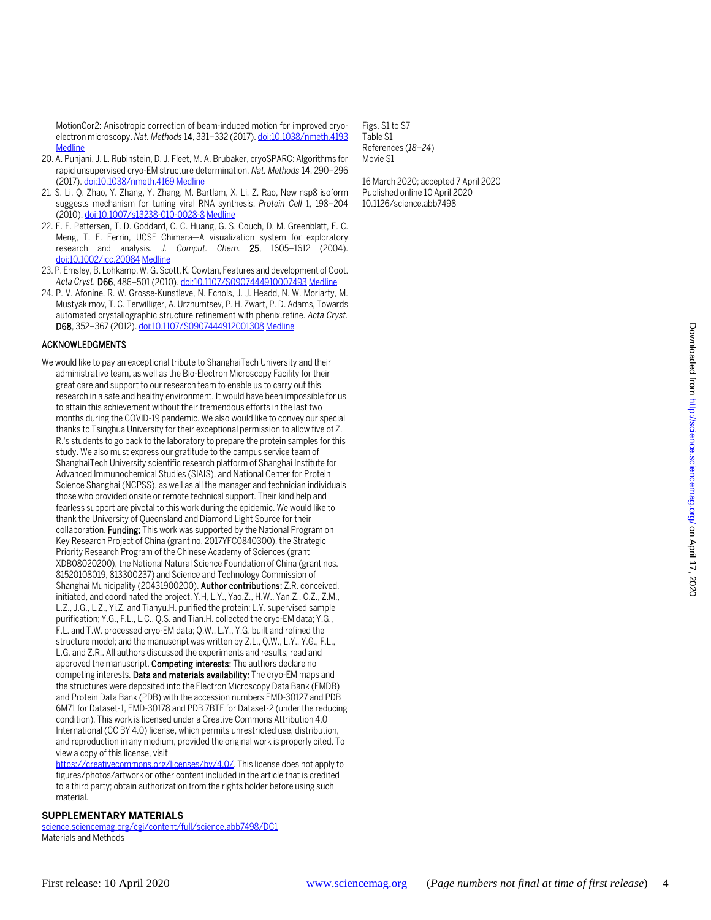MotionCor2: Anisotropic correction of beam-induced motion for improved cryo-electron microscopy. *Nat. Methods* **14**, 331–332 (2017). doi:10.1038/nmeth.4193 Medline

20. A. Punjani, J. L. Rubinstein, D. J. Fleet, M. A. Brubaker, cryoSPARC: Algorithms for rapid unsupervised cryo-EM structure determination. *Nat. Methods* **14**, 290–296 (2017). doi:10.1038/nmeth.4169 Medline
21. S. Li, Q. Zhao, Y. Zhang, Y. Zhang, M. Bartlam, X. Li, Z. Rao, New nsp8 isoform suggests mechanism for tuning viral RNA synthesis. *Protein Cell* **1**, 198–204 (2010). doi:10.1007/s13238-010-0028-8 Medline
22. E. F. Pettersen, T. D. Goddard, C. C. Huang, G. S. Couch, D. M. Greenblatt, E. C. Meng, T. E. Ferrin, UCSF Chimera—A visualization system for exploratory research and analysis. *J. Comput. Chem.* **25**, 1605–1612 (2004). doi:10.1002/jcc.20084 Medline
23. P. Emsley, B. Lohkamp, W. G. Scott, K. Cowtan, Features and development of Coot. *Acta Cryst.* **D66**, 486–501 (2010). doi:10.1107/S0907444910007493 Medline
24. P. V. Afonine, R. W. Grosse-Kunstleve, N. Echols, J. J. Headd, N. W. Moriarty, M. Mustyakimov, T. C. Terwilliger, A. Urzhumtsev, P. H. Zwart, P. D. Adams, Towards automated crystallographic structure refinement with phenix.refine. *Acta Cryst.* **D68**, 352–367 (2012). doi:10.1107/S0907444912001308 Medline

## ACKNOWLEDGMENTS

We would like to pay an exceptional tribute to ShanghaiTech University and their administrative team, as well as the Bio-Electron Microscopy Facility for their great care and support to our research team to enable us to carry out this research in a safe and healthy environment. It would have been impossible for us to attain this achievement without their tremendous efforts in the last two months during the COVID-19 pandemic. We also would like to convey our special thanks to Tsinghua University for their exceptional permission to allow five of Z. R.'s students to go back to the laboratory to prepare the protein samples for this study. We also must express our gratitude to the campus service team of ShanghaiTech University scientific research platform of Shanghai Institute for Advanced Immunochemical Studies (SIAIS), and National Center for Protein Science Shanghai (NCPSS), as well as all the manager and technician individuals those who provided onsite or remote technical support. Their kind help and fearless support are pivotal to this work during the epidemic. We would like to thank the University of Queensland and Diamond Light Source for their collaboration. **Funding:** This work was supported by the National Program on Key Research Project of China (grant no. 2017YFC0840300), the Strategic Priority Research Program of the Chinese Academy of Sciences (grant XDB08020200), the National Natural Science Foundation of China (grant nos. 81520108019, 813300237) and Science and Technology Commission of Shanghai Municipality (20431900200). **Author contributions:** Z.R. conceived, initiated, and coordinated the project. Y.H, L.Y., Yao.Z., H.W., Yan.Z., C.Z., Z.M., L.Z., J.G., L.Z., Yi.Z. and Tianyu.H. purified the protein; L.Y. supervised sample purification; Y.G., F.L., L.C., Q.S. and Tian.H. collected the cryo-EM data; Y.G., F.L. and T.W. processed cryo-EM data; Q.W., L.Y., Y.G. built and refined the structure model; and the manuscript was written by Z.L., Q.W., L.Y., Y.G., F.L., L.G. and Z.R.. All authors discussed the experiments and results, read and approved the manuscript. **Competing interests:** The authors declare no competing interests. **Data and materials availability:** The cryo-EM maps and the structures were deposited into the Electron Microscopy Data Bank (EMDB) and Protein Data Bank (PDB) with the accession numbers EMD-30127 and PDB 6M71 for Dataset-1, EMD-30178 and PDB 7BTF for Dataset-2 (under the reducing condition). This work is licensed under a Creative Commons Attribution 4.0 International (CC BY 4.0) license, which permits unrestricted use, distribution, and reproduction in any medium, provided the original work is properly cited. To view a copy of this license, visit https://creativecommons.org/licenses/by/4.0/. This license does not apply to figures/photos/artwork or other content included in the article that is credited to a third party; obtain authorization from the rights holder before using such material.

## SUPPLEMENTARY MATERIALS

science.sciencemag.org/cgi/content/full/science.abb7498/DC1
Materials and Methods
Figs. S1 to S7
Table S1
References (*18*–*24*)
Movie S1

16 March 2020; accepted 7 April 2020
Published online 10 April 2020
10.1126/science.abb7498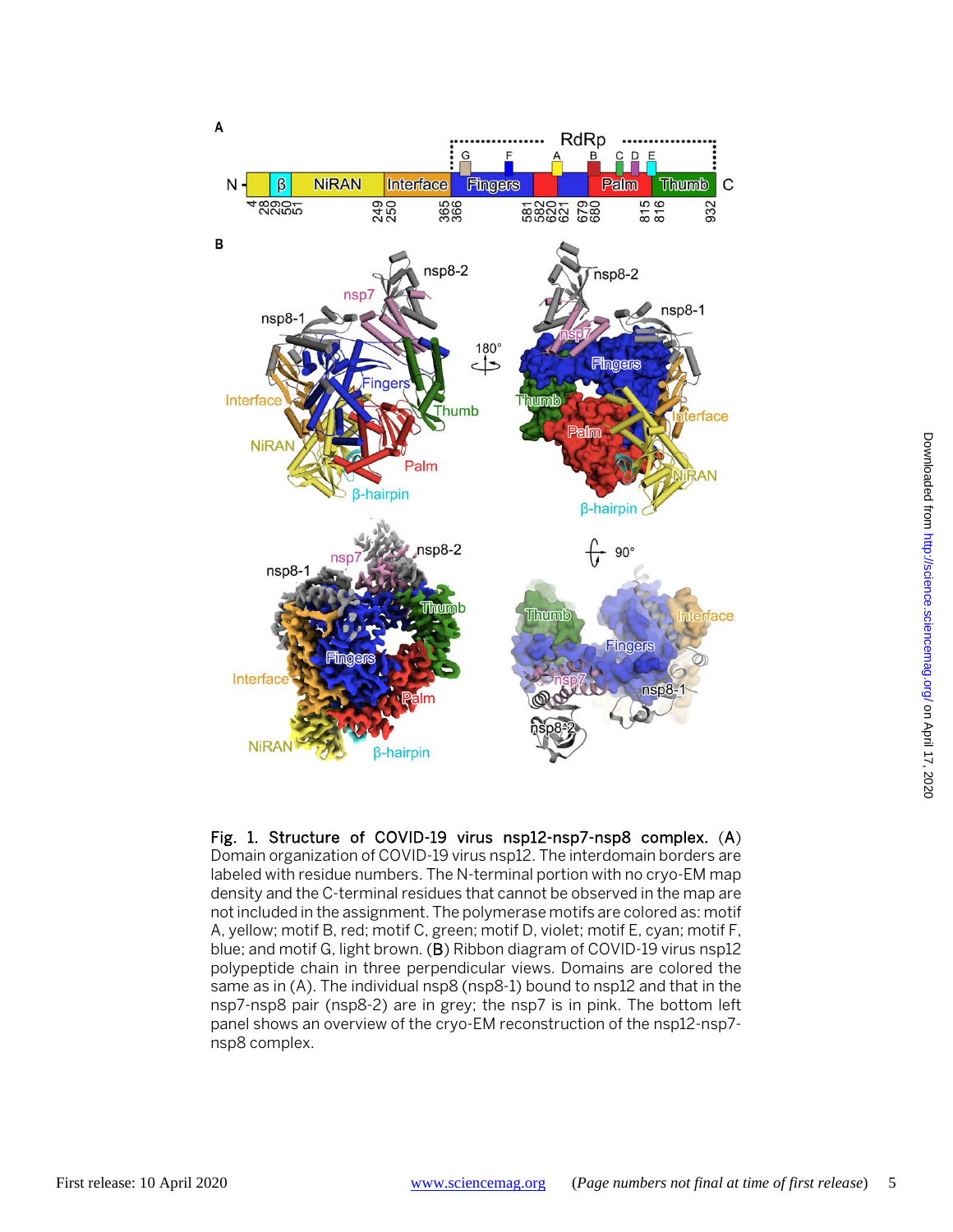**Fig. 1. Structure of COVID-19 virus nsp12-nsp7-nsp8 complex.** (**A**) Domain organization of COVID-19 virus nsp12. The interdomain borders are labeled with residue numbers. The N-terminal portion with no cryo-EM map density and the C-terminal residues that cannot be observed in the map are not included in the assignment. The polymerase motifs are colored as: motif A, yellow; motif B, red; motif C, green; motif D, violet; motif E, cyan; motif F, blue; and motif G, light brown. (**B**) Ribbon diagram of COVID-19 virus nsp12 polypeptide chain in three perpendicular views. Domains are colored the same as in (A). The individual nsp8 (nsp8-1) bound to nsp12 and that in the nsp7-nsp8 pair (nsp8-2) are in grey; the nsp7 is in pink. The bottom left panel shows an overview of the cryo-EM reconstruction of the nsp12-nsp7-nsp8 complex.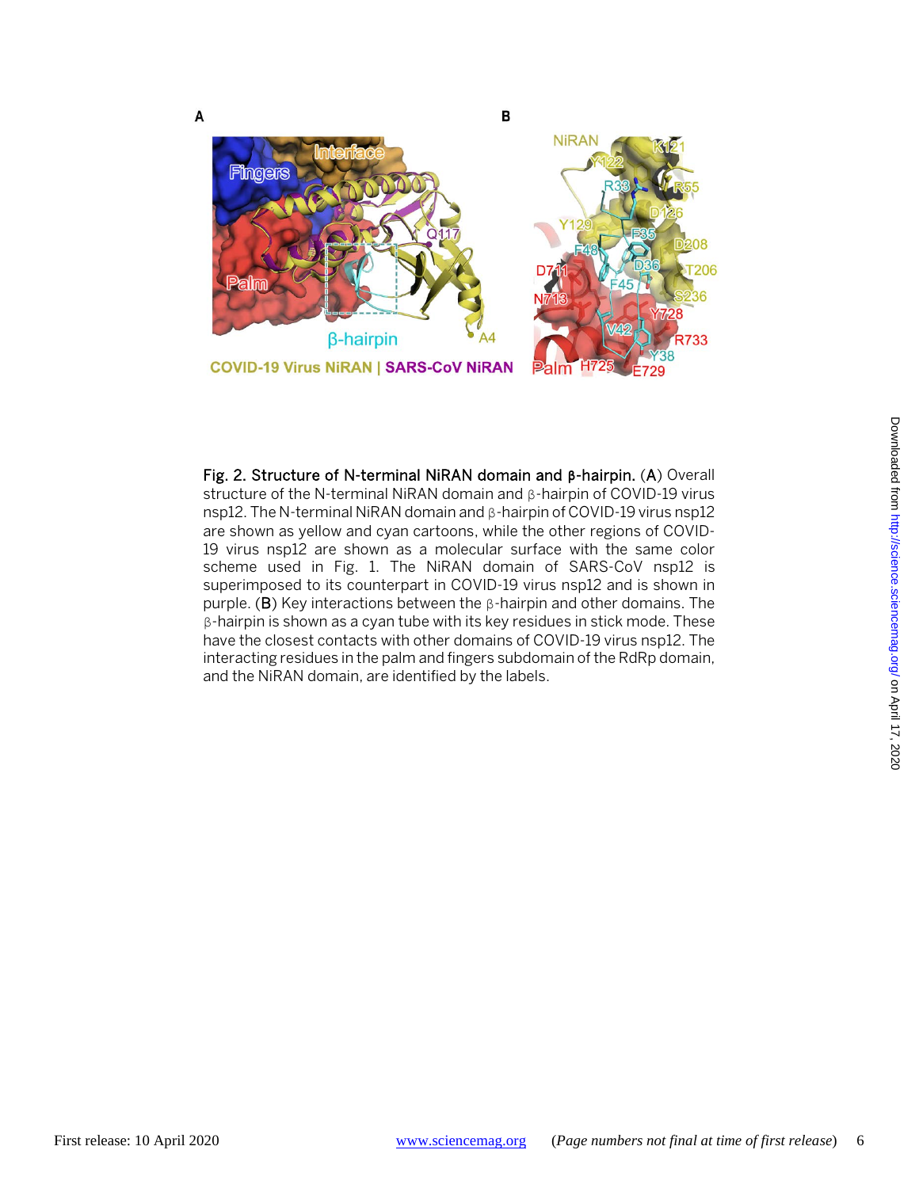**Fig. 2. Structure of N-terminal NiRAN domain and β-hairpin.** (**A**) Overall structure of the N-terminal NiRAN domain and β-hairpin of COVID-19 virus nsp12. The N-terminal NiRAN domain and β-hairpin of COVID-19 virus nsp12 are shown as yellow and cyan cartoons, while the other regions of COVID-19 virus nsp12 are shown as a molecular surface with the same color scheme used in Fig. 1. The NiRAN domain of SARS-CoV nsp12 is superimposed to its counterpart in COVID-19 virus nsp12 and is shown in purple. (**B**) Key interactions between the β-hairpin and other domains. The β-hairpin is shown as a cyan tube with its key residues in stick mode. These have the closest contacts with other domains of COVID-19 virus nsp12. The interacting residues in the palm and fingers subdomain of the RdRp domain, and the NiRAN domain, are identified by the labels.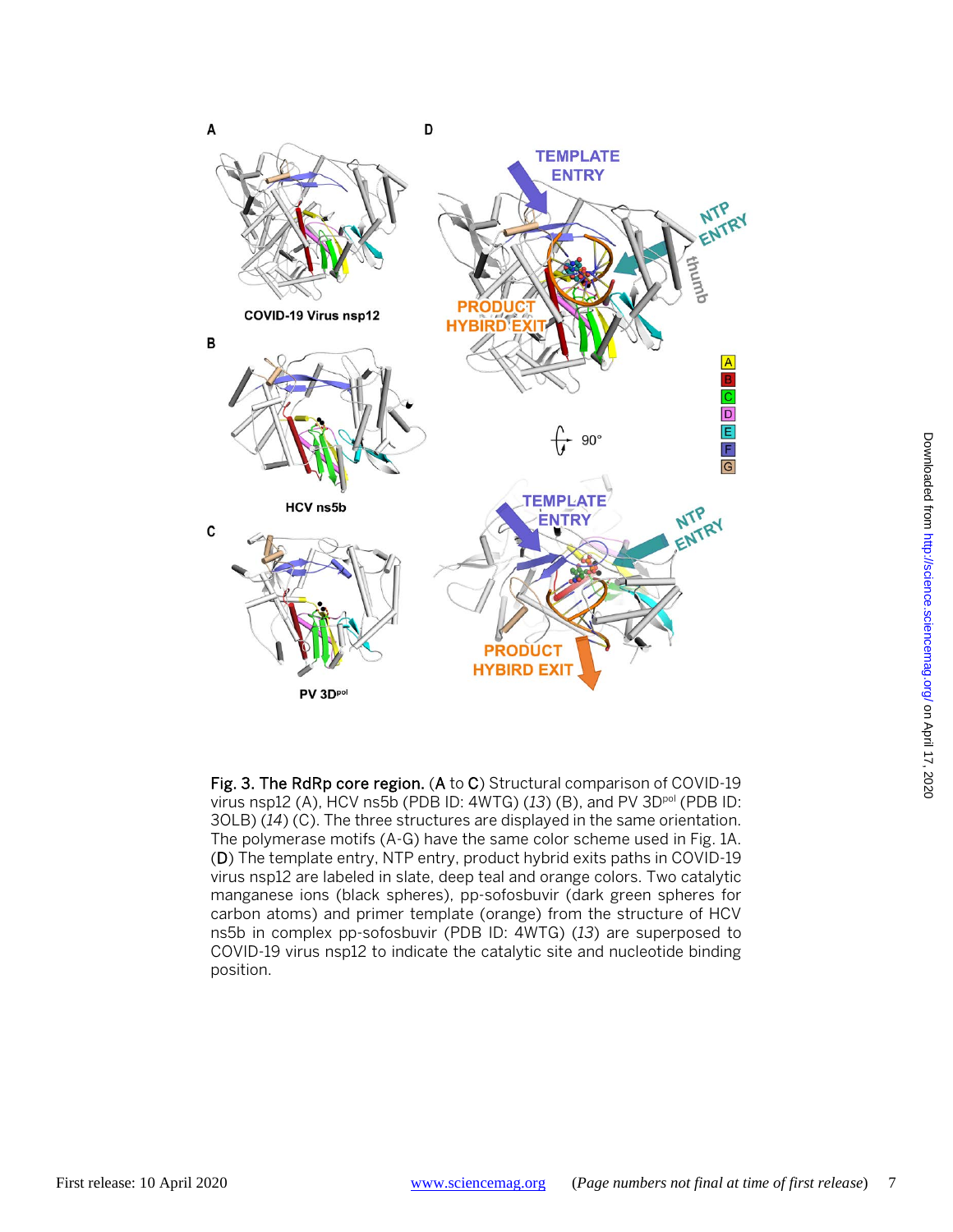**Fig. 3. The RdRp core region.** (**A** to **C**) Structural comparison of COVID-19 virus nsp12 (A), HCV ns5b (PDB ID: 4WTG) (*13*) (B), and PV 3D$^{pol}$ (PDB ID: 3OLB) (*14*) (C). The three structures are displayed in the same orientation. The polymerase motifs (A-G) have the same color scheme used in Fig. 1A. (**D**) The template entry, NTP entry, product hybrid exits paths in COVID-19 virus nsp12 are labeled in slate, deep teal and orange colors. Two catalytic manganese ions (black spheres), pp-sofosbuvir (dark green spheres for carbon atoms) and primer template (orange) from the structure of HCV ns5b in complex pp-sofosbuvir (PDB ID: 4WTG) (*13*) are superposed to COVID-19 virus nsp12 to indicate the catalytic site and nucleotide binding position.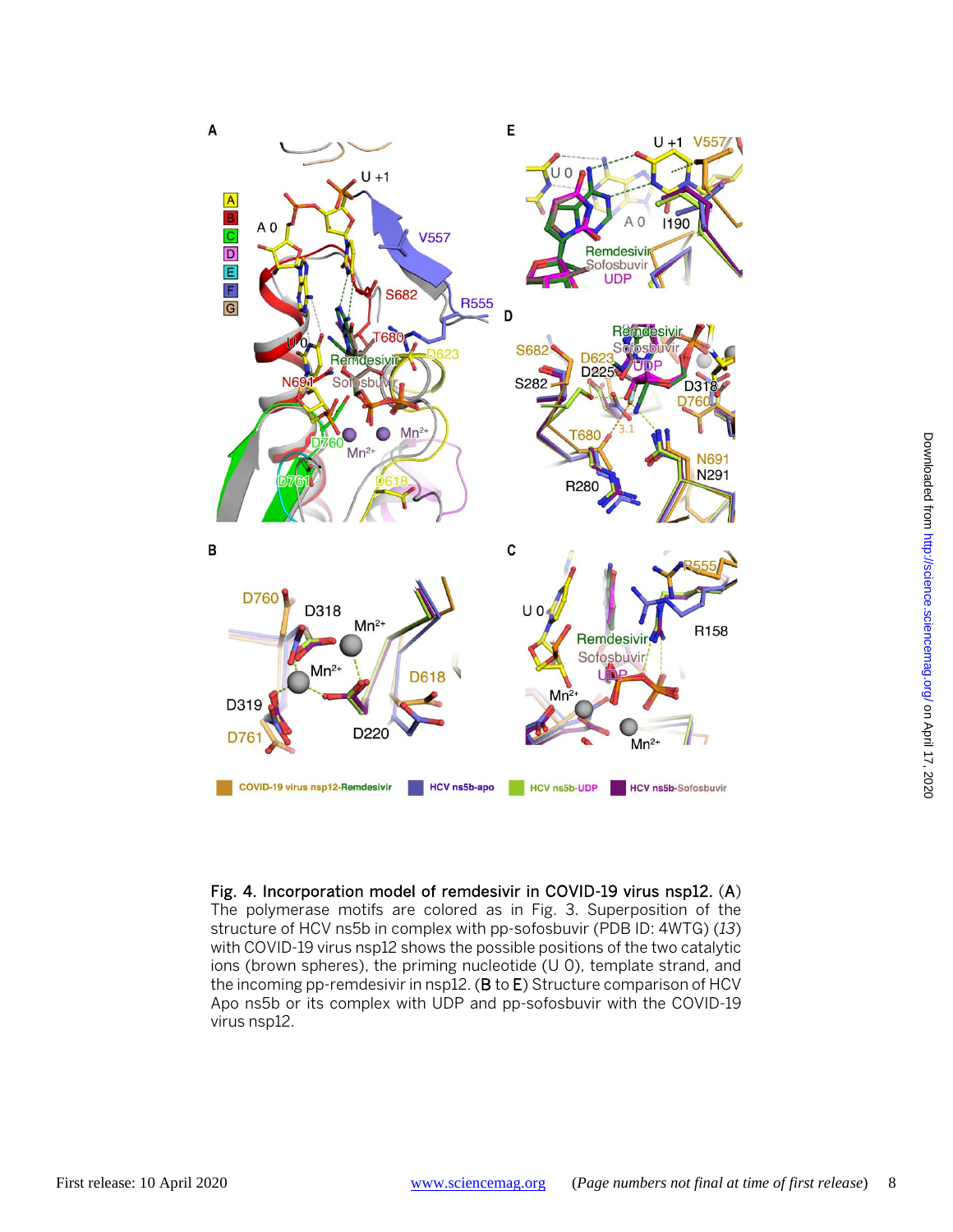**Fig. 4. Incorporation model of remdesivir in COVID-19 virus nsp12.** (**A**) The polymerase motifs are colored as in Fig. 3. Superposition of the structure of HCV ns5b in complex with pp-sofosbuvir (PDB ID: 4WTG) (*13*) with COVID-19 virus nsp12 shows the possible positions of the two catalytic ions (brown spheres), the priming nucleotide (U 0), template strand, and the incoming pp-remdesivir in nsp12. (**B** to **E**) Structure comparison of HCV Apo ns5b or its complex with UDP and pp-sofosbuvir with the COVID-19 virus nsp12.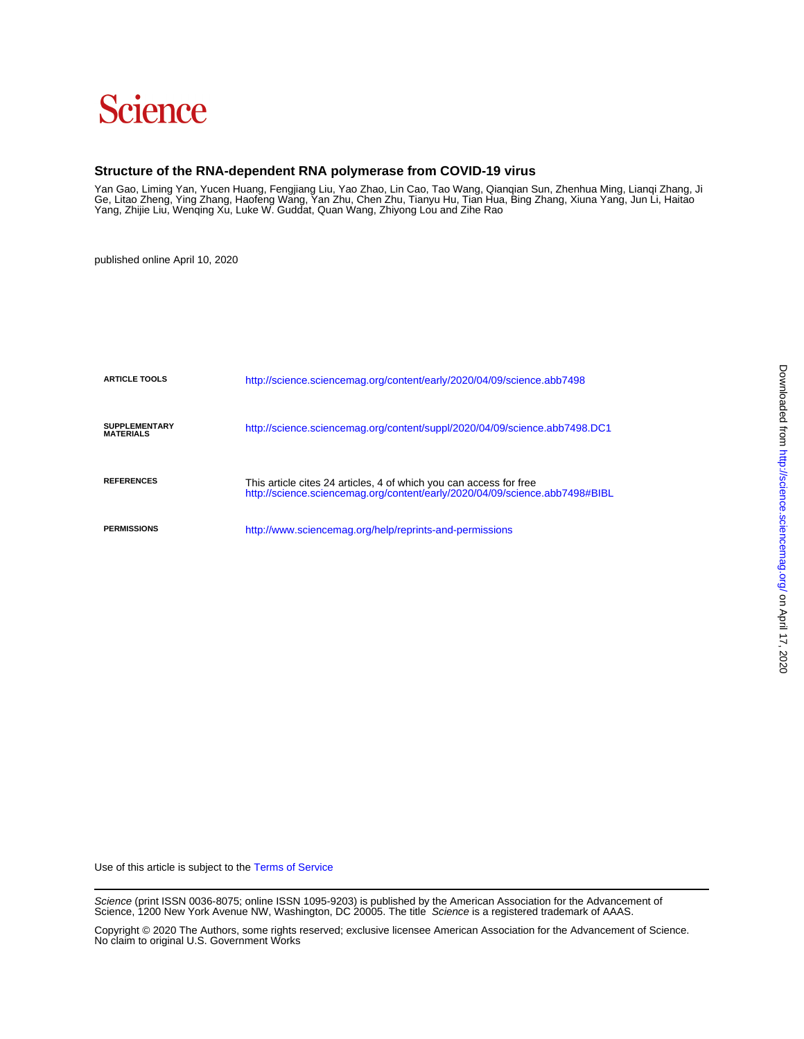# Science

## Structure of the RNA-dependent RNA polymerase from COVID-19 virus

Yan Gao, Liming Yan, Yucen Huang, Fengjiang Liu, Yao Zhao, Lin Cao, Tao Wang, Qianqian Sun, Zhenhua Ming, Lianqi Zhang, Ji Ge, Litao Zheng, Ying Zhang, Haofeng Wang, Yan Zhu, Chen Zhu, Tianyu Hu, Tian Hua, Bing Zhang, Xiuna Yang, Jun Li, Haitao Yang, Zhijie Liu, Wenqing Xu, Luke W. Guddat, Quan Wang, Zhiyong Lou and Zihe Rao

published online April 10, 2020

| | |
|---|---|
| **ARTICLE TOOLS** | http://science.sciencemag.org/content/early/2020/04/09/science.abb7498 |
| **SUPPLEMENTARY MATERIALS** | http://science.sciencemag.org/content/suppl/2020/04/09/science.abb7498.DC1 |
| **REFERENCES** | This article cites 24 articles, 4 of which you can access for free http://science.sciencemag.org/content/early/2020/04/09/science.abb7498#BIBL |
| **PERMISSIONS** | http://www.sciencemag.org/help/reprints-and-permissions |

Downloaded from http://science.sciencemag.org/ on April 17, 2020

Use of this article is subject to the Terms of Service

*Science* (print ISSN 0036-8075; online ISSN 1095-9203) is published by the American Association for the Advancement of Science, 1200 New York Avenue NW, Washington, DC 20005. The title *Science* is a registered trademark of AAAS.

Copyright © 2020 The Authors, some rights reserved; exclusive licensee American Association for the Advancement of Science. No claim to original U.S. Government Works